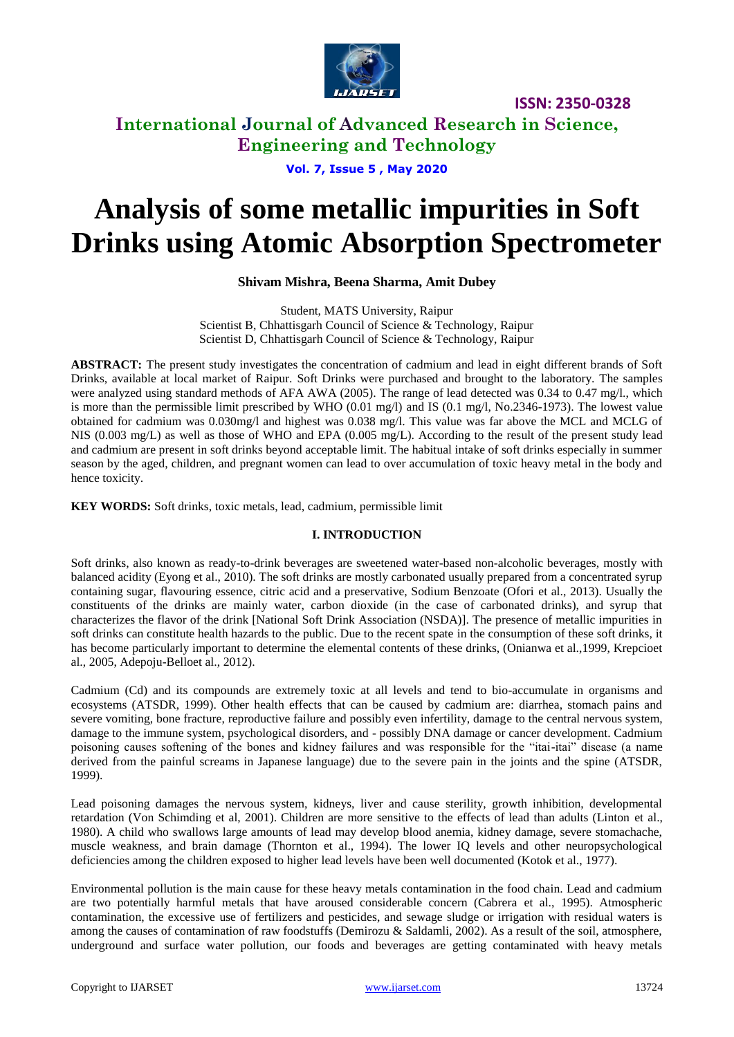# Analysis of some metallic impurities in Soft Drinks using Atomic Absorption Spectrometer

**Shivam Mishra, Beena Sharma, Amit Dubey**

Student, MATS University, Raipur
Scientist B, Chhattisgarh Council of Science & Technology, Raipur
Scientist D, Chhattisgarh Council of Science & Technology, Raipur

**ABSTRACT:** The present study investigates the concentration of cadmium and lead in eight different brands of Soft Drinks, available at local market of Raipur. Soft Drinks were purchased and brought to the laboratory. The samples were analyzed using standard methods of AFA AWA (2005). The range of lead detected was 0.34 to 0.47 mg/l., which is more than the permissible limit prescribed by WHO (0.01 mg/l) and IS (0.1 mg/l, No.2346-1973). The lowest value obtained for cadmium was 0.030mg/l and highest was 0.038 mg/l. This value was far above the MCL and MCLG of NIS (0.003 mg/L) as well as those of WHO and EPA (0.005 mg/L). According to the result of the present study lead and cadmium are present in soft drinks beyond acceptable limit. The habitual intake of soft drinks especially in summer season by the aged, children, and pregnant women can lead to over accumulation of toxic heavy metal in the body and hence toxicity.

**KEY WORDS:** Soft drinks, toxic metals, lead, cadmium, permissible limit

## I. INTRODUCTION

Soft drinks, also known as ready-to-drink beverages are sweetened water-based non-alcoholic beverages, mostly with balanced acidity (Eyong et al., 2010). The soft drinks are mostly carbonated usually prepared from a concentrated syrup containing sugar, flavouring essence, citric acid and a preservative, Sodium Benzoate (Ofori et al., 2013). Usually the constituents of the drinks are mainly water, carbon dioxide (in the case of carbonated drinks), and syrup that characterizes the flavor of the drink [National Soft Drink Association (NSDA)]. The presence of metallic impurities in soft drinks can constitute health hazards to the public. Due to the recent spate in the consumption of these soft drinks, it has become particularly important to determine the elemental contents of these drinks, (Onianwa et al.,1999, Krepcioet al., 2005, Adepoju-Belloet al., 2012).

Cadmium (Cd) and its compounds are extremely toxic at all levels and tend to bio-accumulate in organisms and ecosystems (ATSDR, 1999). Other health effects that can be caused by cadmium are: diarrhea, stomach pains and severe vomiting, bone fracture, reproductive failure and possibly even infertility, damage to the central nervous system, damage to the immune system, psychological disorders, and - possibly DNA damage or cancer development. Cadmium poisoning causes softening of the bones and kidney failures and was responsible for the "itai-itai" disease (a name derived from the painful screams in Japanese language) due to the severe pain in the joints and the spine (ATSDR, 1999).

Lead poisoning damages the nervous system, kidneys, liver and cause sterility, growth inhibition, developmental retardation (Von Schimding et al, 2001). Children are more sensitive to the effects of lead than adults (Linton et al., 1980). A child who swallows large amounts of lead may develop blood anemia, kidney damage, severe stomachache, muscle weakness, and brain damage (Thornton et al., 1994). The lower IQ levels and other neuropsychological deficiencies among the children exposed to higher lead levels have been well documented (Kotok et al., 1977).

Environmental pollution is the main cause for these heavy metals contamination in the food chain. Lead and cadmium are two potentially harmful metals that have aroused considerable concern (Cabrera et al., 1995). Atmospheric contamination, the excessive use of fertilizers and pesticides, and sewage sludge or irrigation with residual waters is among the causes of contamination of raw foodstuffs (Demirozu & Saldamli, 2002). As a result of the soil, atmosphere, underground and surface water pollution, our foods and beverages are getting contaminated with heavy metals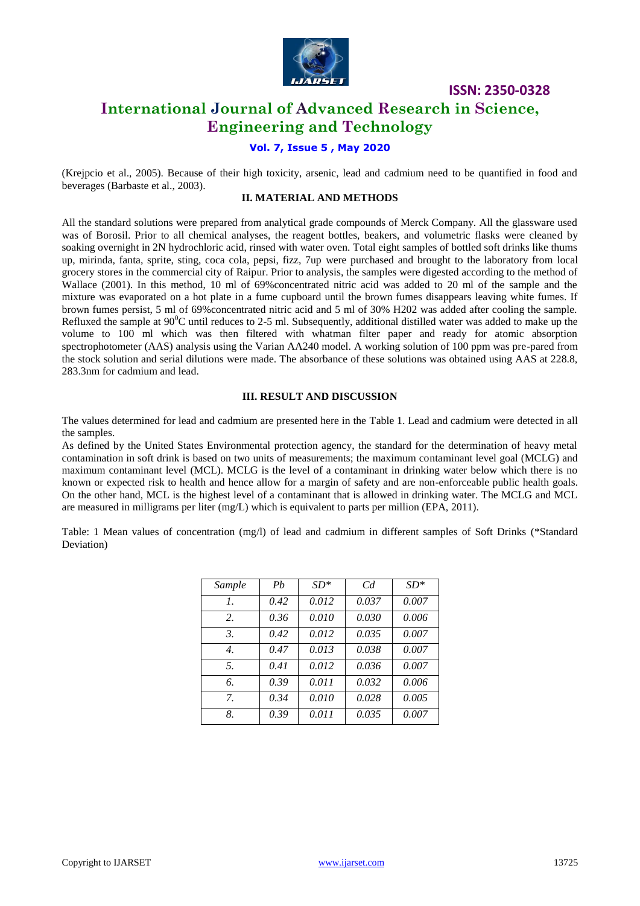(Krejpcio et al., 2005). Because of their high toxicity, arsenic, lead and cadmium need to be quantified in food and beverages (Barbaste et al., 2003).

## II. MATERIAL AND METHODS

All the standard solutions were prepared from analytical grade compounds of Merck Company. All the glassware used was of Borosil. Prior to all chemical analyses, the reagent bottles, beakers, and volumetric flasks were cleaned by soaking overnight in 2N hydrochloric acid, rinsed with water oven. Total eight samples of bottled soft drinks like thums up, mirinda, fanta, sprite, sting, coca cola, pepsi, fizz, 7up were purchased and brought to the laboratory from local grocery stores in the commercial city of Raipur. Prior to analysis, the samples were digested according to the method of Wallace (2001). In this method, 10 ml of 69%concentrated nitric acid was added to 20 ml of the sample and the mixture was evaporated on a hot plate in a fume cupboard until the brown fumes disappears leaving white fumes. If brown fumes persist, 5 ml of 69%concentrated nitric acid and 5 ml of 30% H202 was added after cooling the sample. Refluxed the sample at $90^0$C until reduces to 2-5 ml. Subsequently, additional distilled water was added to make up the volume to 100 ml which was then filtered with whatman filter paper and ready for atomic absorption spectrophotometer (AAS) analysis using the Varian AA240 model. A working solution of 100 ppm was pre-pared from the stock solution and serial dilutions were made. The absorbance of these solutions was obtained using AAS at 228.8, 283.3nm for cadmium and lead.

## III. RESULT AND DISCUSSION

The values determined for lead and cadmium are presented here in the Table 1. Lead and cadmium were detected in all the samples.

As defined by the United States Environmental protection agency, the standard for the determination of heavy metal contamination in soft drink is based on two units of measurements; the maximum contaminant level goal (MCLG) and maximum contaminant level (MCL). MCLG is the level of a contaminant in drinking water below which there is no known or expected risk to health and hence allow for a margin of safety and are non-enforceable public health goals. On the other hand, MCL is the highest level of a contaminant that is allowed in drinking water. The MCLG and MCL are measured in milligrams per liter (mg/L) which is equivalent to parts per million (EPA, 2011).

Table: 1 Mean values of concentration (mg/l) of lead and cadmium in different samples of Soft Drinks (*Standard Deviation)

| *Sample* | *Pb* | *SD** | *Cd* | *SD** |
|---|---|---|---|---|
| *1.* | *0.42* | *0.012* | *0.037* | *0.007* |
| *2.* | *0.36* | *0.010* | *0.030* | *0.006* |
| *3.* | *0.42* | *0.012* | *0.035* | *0.007* |
| *4.* | *0.47* | *0.013* | *0.038* | *0.007* |
| *5.* | *0.41* | *0.012* | *0.036* | *0.007* |
| *6.* | *0.39* | *0.011* | *0.032* | *0.006* |
| *7.* | *0.34* | *0.010* | *0.028* | *0.005* |
| *8.* | *0.39* | *0.011* | *0.035* | *0.007* |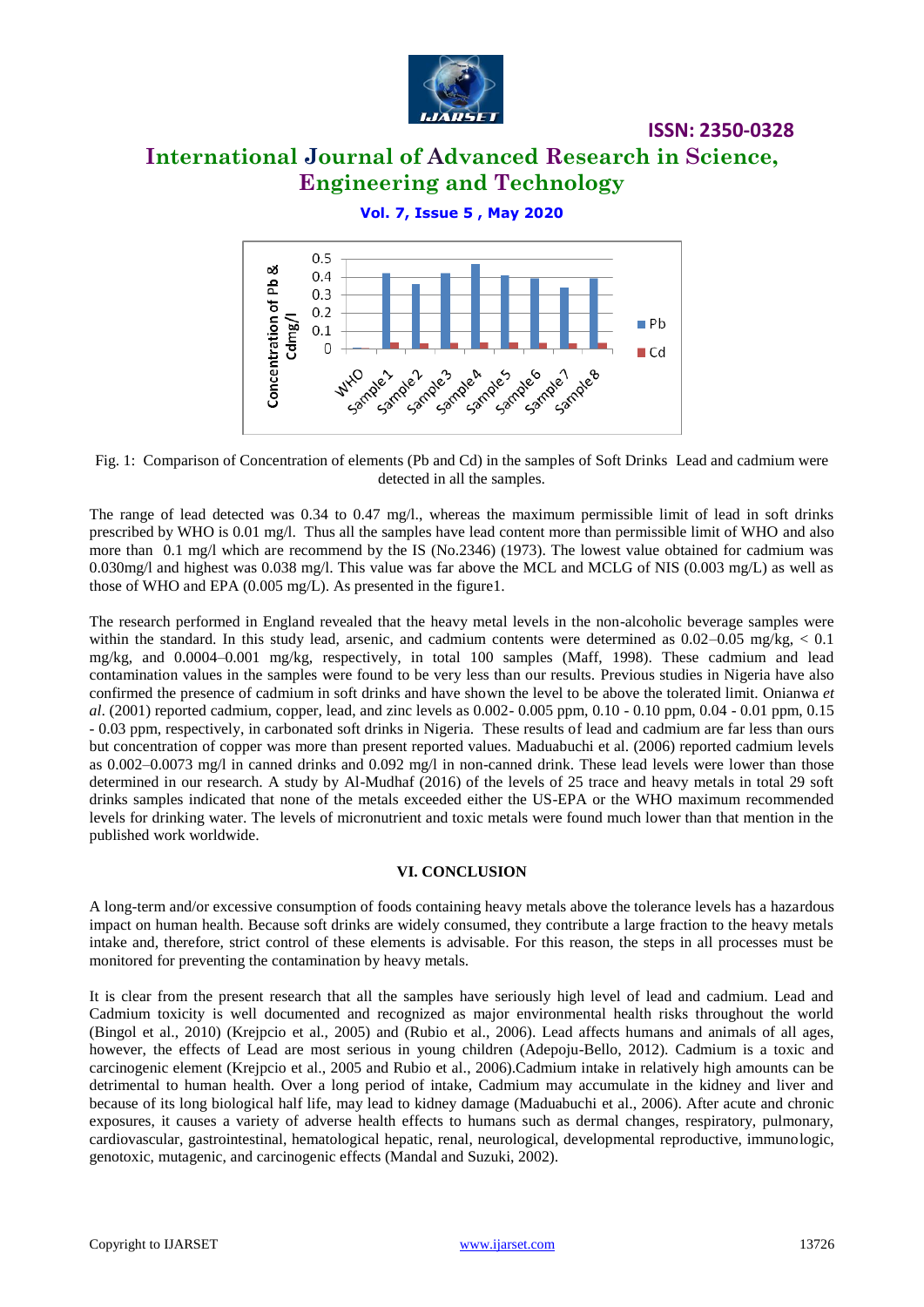Fig. 1: Comparison of Concentration of elements (Pb and Cd) in the samples of Soft Drinks Lead and cadmium were detected in all the samples.

The range of lead detected was 0.34 to 0.47 mg/l., whereas the maximum permissible limit of lead in soft drinks prescribed by WHO is 0.01 mg/l. Thus all the samples have lead content more than permissible limit of WHO and also more than 0.1 mg/l which are recommend by the IS (No.2346) (1973). The lowest value obtained for cadmium was 0.030mg/l and highest was 0.038 mg/l. This value was far above the MCL and MCLG of NIS (0.003 mg/L) as well as those of WHO and EPA (0.005 mg/L). As presented in the figure1.

The research performed in England revealed that the heavy metal levels in the non-alcoholic beverage samples were within the standard. In this study lead, arsenic, and cadmium contents were determined as 0.02–0.05 mg/kg, < 0.1 mg/kg, and 0.0004–0.001 mg/kg, respectively, in total 100 samples (Maff, 1998). These cadmium and lead contamination values in the samples were found to be very less than our results. Previous studies in Nigeria have also confirmed the presence of cadmium in soft drinks and have shown the level to be above the tolerated limit. Onianwa *et al*. (2001) reported cadmium, copper, lead, and zinc levels as 0.002- 0.005 ppm, 0.10 - 0.10 ppm, 0.04 - 0.01 ppm, 0.15 - 0.03 ppm, respectively, in carbonated soft drinks in Nigeria. These results of lead and cadmium are far less than ours but concentration of copper was more than present reported values. Maduabuchi et al. (2006) reported cadmium levels as 0.002–0.0073 mg/l in canned drinks and 0.092 mg/l in non-canned drink. These lead levels were lower than those determined in our research. A study by Al-Mudhaf (2016) of the levels of 25 trace and heavy metals in total 29 soft drinks samples indicated that none of the metals exceeded either the US-EPA or the WHO maximum recommended levels for drinking water. The levels of micronutrient and toxic metals were found much lower than that mention in the published work worldwide.

## VI. CONCLUSION

A long-term and/or excessive consumption of foods containing heavy metals above the tolerance levels has a hazardous impact on human health. Because soft drinks are widely consumed, they contribute a large fraction to the heavy metals intake and, therefore, strict control of these elements is advisable. For this reason, the steps in all processes must be monitored for preventing the contamination by heavy metals.

It is clear from the present research that all the samples have seriously high level of lead and cadmium. Lead and Cadmium toxicity is well documented and recognized as major environmental health risks throughout the world (Bingol et al., 2010) (Krejpcio et al., 2005) and (Rubio et al., 2006). Lead affects humans and animals of all ages, however, the effects of Lead are most serious in young children (Adepoju-Bello, 2012). Cadmium is a toxic and carcinogenic element (Krejpcio et al., 2005 and Rubio et al., 2006).Cadmium intake in relatively high amounts can be detrimental to human health. Over a long period of intake, Cadmium may accumulate in the kidney and liver and because of its long biological half life, may lead to kidney damage (Maduabuchi et al., 2006). After acute and chronic exposures, it causes a variety of adverse health effects to humans such as dermal changes, respiratory, pulmonary, cardiovascular, gastrointestinal, hematological hepatic, renal, neurological, developmental reproductive, immunologic, genotoxic, mutagenic, and carcinogenic effects (Mandal and Suzuki, 2002).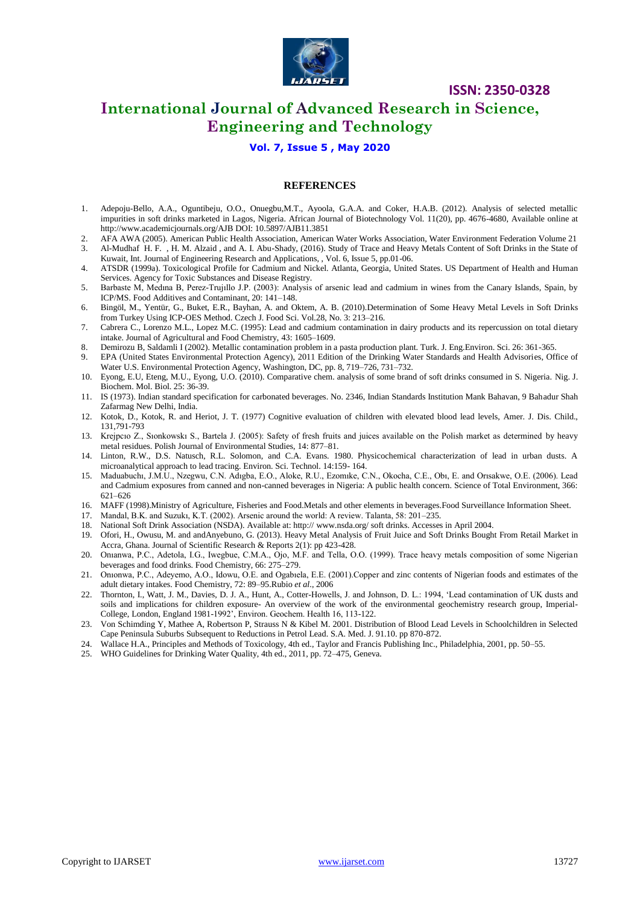## REFERENCES

1. Adepoju-Bello, A.A., Oguntibeju, O.O., Onuegbu,M.T., Ayoola, G.A.A. and Coker, H.A.B. (2012). Analysis of selected metallic impurities in soft drinks marketed in Lagos, Nigeria. African Journal of Biotechnology Vol. 11(20), pp. 4676-4680, Available online at http://www.academicjournals.org/AJB DOI: 10.5897/AJB11.3851
2. AFA AWA (2005). American Public Health Association, American Water Works Association, Water Environment Federation Volume 21
3. Al-Mudhaf H. F. , H. M. Alzaid , and A. I. Abu-Shady, (2016). Study of Trace and Heavy Metals Content of Soft Drinks in the State of Kuwait, Int. Journal of Engineering Research and Applications, , Vol. 6, Issue 5, pp.01-06.
4. ATSDR (1999a). Toxicological Profile for Cadmium and Nickel. Atlanta, Georgia, United States. US Department of Health and Human Services. Agency for Toxic Substances and Disease Registry.
5. Barbaste M, Medına B, Perez-Trujıllo J.P. (2003): Analysis of arsenic lead and cadmium in wines from the Canary Islands, Spain, by ICP/MS. Food Additives and Contaminant, 20: 141–148.
6. Bingöl, M., Yentür, G., Buket, E.R., Bayhan, A. and Oktem, A. B. (2010).Determination of Some Heavy Metal Levels in Soft Drinks from Turkey Using ICP-OES Method. Czech J. Food Sci. Vol.28, No. 3: 213–216.
7. Cabrera C., Lorenzo M.L., Lopez M.C. (1995): Lead and cadmium contamination in dairy products and its repercussion on total dietary intake. Journal of Agricultural and Food Chemistry, 43: 1605–1609.
8. Demirozu B, Saldamli I (2002). Metallic contamination problem in a pasta production plant. Turk. J. Eng.Environ. Sci. 26: 361-365.
9. EPA (United States Environmental Protection Agency), 2011 Edition of the Drinking Water Standards and Health Advisories, Office of Water U.S. Environmental Protection Agency, Washington, DC, pp. 8, 719–726, 731–732.
10. Eyong, E.U, Eteng, M.U., Eyong, U.O. (2010). Comparative chem. analysis of some brand of soft drinks consumed in S. Nigeria. Nig. J. Biochem. Mol. Biol. 25: 36-39.
11. IS (1973). Indian standard specification for carbonated beverages. No. 2346, Indian Standards Institution Mank Bahavan, 9 Bahadur Shah Zafarmag New Delhi, India.
12. Kotok, D., Kotok, R. and Heriot, J. T. (1977) Cognitive evaluation of children with elevated blood lead levels, Amer. J. Dis. Child., 131,791-793
13. Krejpcıo Z., Sıonkowskı S., Bartela J. (2005): Safety of fresh fruits and juices available on the Polish market as determined by heavy metal residues. Polish Journal of Environmental Studies, 14: 877–81.
14. Linton, R.W., D.S. Natusch, R.L. Solomon, and C.A. Evans. 1980. Physicochemical characterization of lead in urban dusts. A microanalytical approach to lead tracing. Environ. Sci. Technol. 14:159- 164.
15. Maduabuchı, J.M.U., Nzegwu, C.N. Adıgba, E.O., Aloke, R.U., Ezomıke, C.N., Okocha, C.E., Obı, E. and Orısakwe, O.E. (2006). Lead and Cadmium exposures from canned and non-canned beverages in Nigeria: A public health concern. Science of Total Environment, 366: 621–626
16. MAFF (1998).Ministry of Agriculture, Fisheries and Food.Metals and other elements in beverages.Food Surveillance Information Sheet.
17. Mandal, B.K. and Suzukı, K.T. (2002). Arsenic around the world: A review. Talanta, 58: 201–235.
18. National Soft Drink Association (NSDA). Available at: http:// www.nsda.org/ soft drinks. Accesses in April 2004.
19. Ofori, H., Owusu, M. and andAnyebuno, G. (2013). Heavy Metal Analysis of Fruit Juice and Soft Drinks Bought From Retail Market in Accra, Ghana. Journal of Scientific Research & Reports 2(1): pp 423-428.
20. Onıanwa, P.C., Adetola, I.G., Iwegbue, C.M.A., Ojo, M.F. and Tella, O.O. (1999). Trace heavy metals composition of some Nigerian beverages and food drinks. Food Chemistry, 66: 275–279.
21. Onıonwa, P.C., Adeyemo, A.O., Idowu, O.E. and Ogabıela, E.E. (2001).Copper and zinc contents of Nigerian foods and estimates of the adult dietary intakes. Food Chemistry, 72: 89–95.Rubio *et al*., 2006
22. Thornton, I., Watt, J. M., Davies, D. J. A., Hunt, A., Cotter-Howells, J. and Johnson, D. L.: 1994, 'Lead contamination of UK dusts and soils and implications for children exposure- An overview of the work of the environmental geochemistry research group, Imperial-College, London, England 1981-1992', Environ. Geochem. Health 16, 113-122.
23. Von Schimding Y, Mathee A, Robertson P, Strauss N & Kibel M. 2001. Distribution of Blood Lead Levels in Schoolchildren in Selected Cape Peninsula Suburbs Subsequent to Reductions in Petrol Lead. S.A. Med. J. 91.10. pp 870-872.
24. Wallace H.A., Principles and Methods of Toxicology, 4th ed., Taylor and Francis Publishing Inc., Philadelphia, 2001, pp. 50–55.
25. WHO Guidelines for Drinking Water Quality, 4th ed., 2011, pp. 72–475, Geneva.